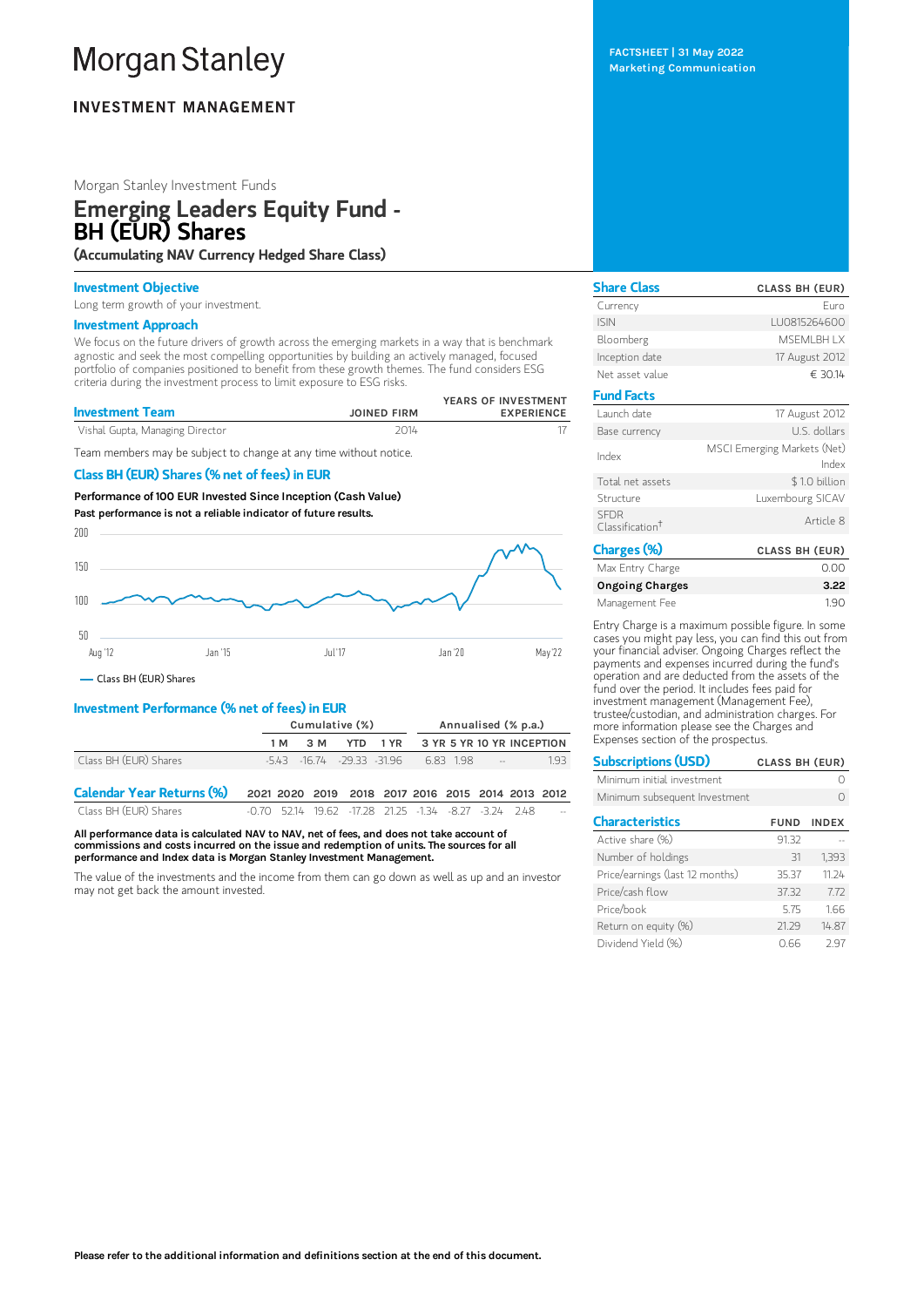# Morgan Stanley

**INVESTMENT MANAGEMENT**

FACTSHEET | 31 May 2022
Marketing Communication

Morgan Stanley Investment Funds

## Emerging Leaders Equity Fund - BH (EUR) Shares

**(Accumulating NAV Currency Hedged Share Class)**

### Investment Objective

Long term growth of your investment.

### Investment Approach

We focus on the future drivers of growth across the emerging markets in a way that is benchmark agnostic and seek the most compelling opportunities by building an actively managed, focused portfolio of companies positioned to benefit from these growth themes. The fund considers ESG criteria during the investment process to limit exposure to ESG risks.

| Investment Team | JOINED FIRM | YEARS OF INVESTMENT EXPERIENCE |
|---|---|---|
| Vishal Gupta, Managing Director | 2014 | 17 |

Team members may be subject to change at any time without notice.

### Class BH (EUR) Shares (% net of fees) in EUR

**Performance of 100 EUR Invested Since Inception (Cash Value)**

**Past performance is not a reliable indicator of future results.**

Chart axis: 200, 150, 100, 50; Aug '12, Jan '15, Jul '17, Jan '20, May '22

— Class BH (EUR) Shares

### Investment Performance (% net of fees) in EUR

| | Cumulative (%) | | | | Annualised (% p.a.) | | | |
|---|---|---|---|---|---|---|---|---|
| | 1 M | 3 M | YTD | 1 YR | 3 YR | 5 YR | 10 YR | INCEPTION |
| Class BH (EUR) Shares | -5.43 | -16.74 | -29.33 | -31.96 | 6.83 | 1.98 | -- | 1.93 |

| Calendar Year Returns (%) | 2021 | 2020 | 2019 | 2018 | 2017 | 2016 | 2015 | 2014 | 2013 | 2012 |
|---|---|---|---|---|---|---|---|---|---|---|
| Class BH (EUR) Shares | -0.70 | 52.14 | 19.62 | -17.28 | 21.25 | -1.34 | -8.27 | -3.24 | 2.48 | -- |

**All performance data is calculated NAV to NAV, net of fees, and does not take account of commissions and costs incurred on the issue and redemption of units. The sources for all performance and Index data is Morgan Stanley Investment Management.**

The value of the investments and the income from them can go down as well as up and an investor may not get back the amount invested.

### Share Class

| Share Class | CLASS BH (EUR) |
|---|---|
| Currency | Euro |
| ISIN | LU0815264600 |
| Bloomberg | MSEMLBH LX |
| Inception date | 17 August 2012 |
| Net asset value | € 30.14 |

### Fund Facts

| | |
|---|---|
| Launch date | 17 August 2012 |
| Base currency | U.S. dollars |
| Index | MSCI Emerging Markets (Net) Index |
| Total net assets | $ 1.0 billion |
| Structure | Luxembourg SICAV |
| SFDR Classification† | Article 8 |

### Charges (%)

| Charges (%) | CLASS BH (EUR) |
|---|---|
| Max Entry Charge | 0.00 |
| **Ongoing Charges** | **3.22** |
| Management Fee | 1.90 |

Entry Charge is a maximum possible figure. In some cases you might pay less, you can find this out from your financial adviser. Ongoing Charges reflect the payments and expenses incurred during the fund's operation and are deducted from the assets of the fund over the period. It includes fees paid for investment management (Management Fee), trustee/custodian, and administration charges. For more information please see the Charges and Expenses section of the prospectus.

### Subscriptions (USD)

| Subscriptions (USD) | CLASS BH (EUR) |
|---|---|
| Minimum initial investment | 0 |
| Minimum subsequent Investment | 0 |

### Characteristics

| Characteristics | FUND | INDEX |
|---|---|---|
| Active share (%) | 91.32 | -- |
| Number of holdings | 31 | 1,393 |
| Price/earnings (last 12 months) | 35.37 | 11.24 |
| Price/cash flow | 37.32 | 7.72 |
| Price/book | 5.75 | 1.66 |
| Return on equity (%) | 21.29 | 14.87 |
| Dividend Yield (%) | 0.66 | 2.97 |

**Please refer to the additional information and definitions section at the end of this document.**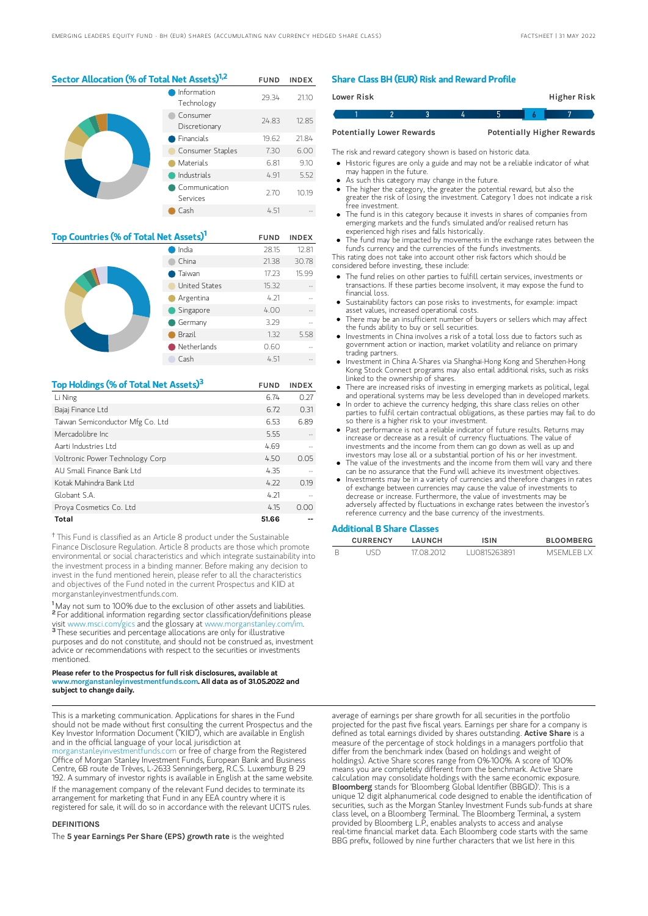## Sector Allocation (% of Total Net Assets)[1,2]

| | FUND | INDEX |
|---|---|---|
| Information Technology | 29.34 | 21.10 |
| Consumer Discretionary | 24.83 | 12.85 |
| Financials | 19.62 | 21.84 |
| Consumer Staples | 7.30 | 6.00 |
| Materials | 6.81 | 9.10 |
| Industrials | 4.91 | 5.52 |
| Communication Services | 2.70 | 10.19 |
| Cash | 4.51 | -- |

## Top Countries (% of Total Net Assets)[1]

| | FUND | INDEX |
|---|---|---|
| India | 28.15 | 12.81 |
| China | 21.38 | 30.78 |
| Taiwan | 17.23 | 15.99 |
| United States | 15.32 | -- |
| Argentina | 4.21 | -- |
| Singapore | 4.00 | -- |
| Germany | 3.29 | -- |
| Brazil | 1.32 | 5.58 |
| Netherlands | 0.60 | -- |
| Cash | 4.51 | -- |

## Top Holdings (% of Total Net Assets)[3]

| | FUND | INDEX |
|---|---|---|
| Li Ning | 6.74 | 0.27 |
| Bajaj Finance Ltd | 6.72 | 0.31 |
| Taiwan Semiconductor Mfg Co. Ltd | 6.53 | 6.89 |
| Mercadolibre Inc | 5.55 | -- |
| Aarti Industries Ltd | 4.69 | -- |
| Voltronic Power Technology Corp | 4.50 | 0.05 |
| AU Small Finance Bank Ltd | 4.35 | -- |
| Kotak Mahindra Bank Ltd | 4.22 | 0.19 |
| Globant S.A. | 4.21 | -- |
| Proya Cosmetics Co. Ltd | 4.15 | 0.00 |
| **Total** | **51.66** | **--** |

† This Fund is classified as an Article 8 product under the Sustainable Finance Disclosure Regulation. Article 8 products are those which promote environmental or social characteristics and which integrate sustainability into the investment process in a binding manner. Before making any decision to invest in the fund mentioned herein, please refer to all the characteristics and objectives of the Fund noted in the current Prospectus and KIID at morganstanleyinvestmentfunds.com.

[1] May not sum to 100% due to the exclusion of other assets and liabilities.
[2] For additional information regarding sector classification/definitions please visit www.msci.com/gics and the glossary at www.morganstanley.com/im.
[3] These securities and percentage allocations are only for illustrative purposes and do not constitute, and should not be construed as, investment advice or recommendations with respect to the securities or investments mentioned.

**Please refer to the Prospectus for full risk disclosures, available at www.morganstanleyinvestmentfunds.com. All data as of 31.05.2022 and subject to change daily.**

## Share Class BH (EUR) Risk and Reward Profile

| Lower Risk | | | | | | Higher Risk |
|---|---|---|---|---|---|---|
| 1 | 2 | 3 | 4 | 5 | **6** | 7 |
| Potentially Lower Rewards | | | | | | Potentially Higher Rewards |

The risk and reward category shown is based on historic data.

- Historic figures are only a guide and may not be a reliable indicator of what may happen in the future.
- As such this category may change in the future.
- The higher the category, the greater the potential reward, but also the greater the risk of losing the investment. Category 1 does not indicate a risk free investment.
- The fund is in this category because it invests in shares of companies from emerging markets and the fund's simulated and/or realised return has experienced high rises and falls historically.
- The fund may be impacted by movements in the exchange rates between the fund's currency and the currencies of the fund's investments.

This rating does not take into account other risk factors which should be considered before investing, these include:

- The fund relies on other parties to fulfill certain services, investments or transactions. If these parties become insolvent, it may expose the fund to financial loss.
- Sustainability factors can pose risks to investments, for example: impact asset values, increased operational costs.
- There may be an insufficient number of buyers or sellers which may affect the funds ability to buy or sell securities.
- Investments in China involves a risk of a total loss due to factors such as government action or inaction, market volatility and reliance on primary trading partners.
- Investment in China A-Shares via Shanghai-Hong Kong and Shenzhen-Hong Kong Stock Connect programs may also entail additional risks, such as risks linked to the ownership of shares.
- There are increased risks of investing in emerging markets as political, legal and operational systems may be less developed than in developed markets.
- In order to achieve the currency hedging, this share class relies on other parties to fulfil certain contractual obligations, as these parties may fail to do so there is a higher risk to your investment.
- Past performance is not a reliable indicator of future results. Returns may increase or decrease as a result of currency fluctuations. The value of investments and the income from them can go down as well as up and investors may lose all or a substantial portion of his or her investment.
- The value of the investments and the income from them will vary and there can be no assurance that the Fund will achieve its investment objectives.
- Investments may be in a variety of currencies and therefore changes in rates of exchange between currencies may cause the value of investments to decrease or increase. Furthermore, the value of investments may be adversely affected by fluctuations in exchange rates between the investor's reference currency and the base currency of the investments.

## Additional B Share Classes

| | CURRENCY | LAUNCH | ISIN | BLOOMBERG |
|---|---|---|---|---|
| B | USD | 17.08.2012 | LU0815263891 | MSEMLEB LX |

This is a marketing communication. Applications for shares in the Fund should not be made without first consulting the current Prospectus and the Key Investor Information Document ("KIID"), which are available in English and in the official language of your local jurisdiction at morganstanleyinvestmentfunds.com or free of charge from the Registered Office of Morgan Stanley Investment Funds, European Bank and Business Centre, 6B route de Trèves, L-2633 Senningerberg, R.C.S. Luxemburg B 29 192. A summary of investor rights is available in English at the same website.

If the management company of the relevant Fund decides to terminate its arrangement for marketing that Fund in any EEA country where it is registered for sale, it will do so in accordance with the relevant UCITS rules.

### DEFINITIONS

The **5 year Earnings Per Share (EPS) growth rate** is the weighted average of earnings per share growth for all securities in the portfolio projected for the past five fiscal years. Earnings per share for a company is defined as total earnings divided by shares outstanding. **Active Share** is a measure of the percentage of stock holdings in a managers portfolio that differ from the benchmark index (based on holdings and weight of holdings). Active Share scores range from 0%-100%. A score of 100% means you are completely different from the benchmark. Active Share calculation may consolidate holdings with the same economic exposure. **Bloomberg** stands for 'Bloomberg Global Identifier (BBGID)'. This is a unique 12 digit alphanumerical code designed to enable the identification of securities, such as the Morgan Stanley Investment Funds sub-funds at share class level, on a Bloomberg Terminal. The Bloomberg Terminal, a system provided by Bloomberg L.P., enables analysts to access and analyse real-time financial market data. Each Bloomberg code starts with the same BBG prefix, followed by nine further characters that we list here in this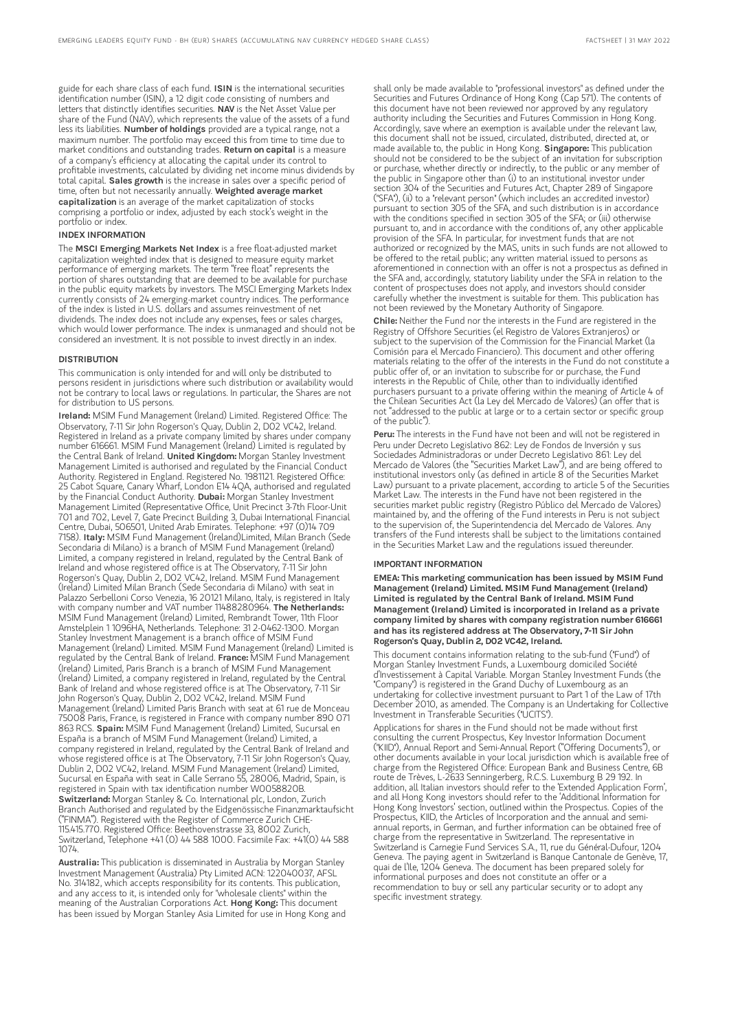guide for each share class of each fund. **ISIN** is the international securities identification number (ISIN), a 12 digit code consisting of numbers and letters that distinctly identifies securities. **NAV** is the Net Asset Value per share of the Fund (NAV), which represents the value of the assets of a fund less its liabilities. **Number of holdings** provided are a typical range, not a maximum number. The portfolio may exceed this from time to time due to market conditions and outstanding trades. **Return on capital** is a measure of a company's efficiency at allocating the capital under its control to profitable investments, calculated by dividing net income minus dividends by total capital. **Sales growth** is the increase in sales over a specific period of time, often but not necessarily annually. **Weighted average market capitalization** is an average of the market capitalization of stocks comprising a portfolio or index, adjusted by each stock's weight in the portfolio or index.

## INDEX INFORMATION

The **MSCI Emerging Markets Net Index** is a free float-adjusted market capitalization weighted index that is designed to measure equity market performance of emerging markets. The term "free float" represents the portion of shares outstanding that are deemed to be available for purchase in the public equity markets by investors. The MSCI Emerging Markets Index currently consists of 24 emerging-market country indices. The performance of the index is listed in U.S. dollars and assumes reinvestment of net dividends. The index does not include any expenses, fees or sales charges, which would lower performance. The index is unmanaged and should not be considered an investment. It is not possible to invest directly in an index.

## DISTRIBUTION

This communication is only intended for and will only be distributed to persons resident in jurisdictions where such distribution or availability would not be contrary to local laws or regulations. In particular, the Shares are not for distribution to US persons.

**Ireland:** MSIM Fund Management (Ireland) Limited. Registered Office: The Observatory, 7-11 Sir John Rogerson's Quay, Dublin 2, D02 VC42, Ireland. Registered in Ireland as a private company limited by shares under company number 616661. MSIM Fund Management (Ireland) Limited is regulated by the Central Bank of Ireland. **United Kingdom:** Morgan Stanley Investment Management Limited is authorised and regulated by the Financial Conduct Authority. Registered in England. Registered No. 1981121. Registered Office: 25 Cabot Square, Canary Wharf, London E14 4QA, authorised and regulated by the Financial Conduct Authority. **Dubai:** Morgan Stanley Investment Management Limited (Representative Office, Unit Precinct 3-7th Floor-Unit 701 and 702, Level 7, Gate Precinct Building 3, Dubai International Financial Centre, Dubai, 506501, United Arab Emirates. Telephone: +97 (0)14 709 7158). **Italy:** MSIM Fund Management (Ireland)Limited, Milan Branch (Sede Secondaria di Milano) is a branch of MSIM Fund Management (Ireland) Limited, a company registered in Ireland, regulated by the Central Bank of Ireland and whose registered office is at The Observatory, 7-11 Sir John Rogerson's Quay, Dublin 2, D02 VC42, Ireland. MSIM Fund Management (Ireland) Limited Milan Branch (Sede Secondaria di Milano) with seat in Palazzo Serbelloni Corso Venezia, 16 20121 Milano, Italy, is registered in Italy with company number and VAT number 11488280964. **The Netherlands:** MSIM Fund Management (Ireland) Limited, Rembrandt Tower, 11th Floor Amstelplein 1 1096HA, Netherlands. Telephone: 31 2-0462-1300. Morgan Stanley Investment Management is a branch office of MSIM Fund Management (Ireland) Limited. MSIM Fund Management (Ireland) Limited is regulated by the Central Bank of Ireland. **France:** MSIM Fund Management (Ireland) Limited, Paris Branch is a branch of MSIM Fund Management (Ireland) Limited, a company registered in Ireland, regulated by the Central Bank of Ireland and whose registered office is at The Observatory, 7-11 Sir John Rogerson's Quay, Dublin 2, D02 VC42, Ireland. MSIM Fund Management (Ireland) Limited Paris Branch with seat at 61 rue de Monceau 75008 Paris, France, is registered in France with company number 890 071 863 RCS. **Spain:** MSIM Fund Management (Ireland) Limited, Sucursal en España is a branch of MSIM Fund Management (Ireland) Limited, a company registered in Ireland, regulated by the Central Bank of Ireland and whose registered office is at The Observatory, 7-11 Sir John Rogerson's Quay, Dublin 2, D02 VC42, Ireland. MSIM Fund Management (Ireland) Limited, Sucursal en España with seat in Calle Serrano 55, 28006, Madrid, Spain, is registered in Spain with tax identification number W0058820B. **Switzerland:** Morgan Stanley & Co. International plc, London, Zurich Branch Authorised and regulated by the Eidgenössische Finanzmarktaufsicht ("FINMA"). Registered with the Register of Commerce Zurich CHE-115.415.770. Registered Office: Beethovenstrasse 33, 8002 Zurich, Switzerland, Telephone +41 (0) 44 588 1000. Facsimile Fax: +41(0) 44 588 1074.

**Australia:** This publication is disseminated in Australia by Morgan Stanley Investment Management (Australia) Pty Limited ACN: 122040037, AFSL No. 314182, which accepts responsibility for its contents. This publication, and any access to it, is intended only for "wholesale clients" within the meaning of the Australian Corporations Act. **Hong Kong:** This document has been issued by Morgan Stanley Asia Limited for use in Hong Kong and shall only be made available to "professional investors" as defined under the Securities and Futures Ordinance of Hong Kong (Cap 571). The contents of this document have not been reviewed nor approved by any regulatory authority including the Securities and Futures Commission in Hong Kong. Accordingly, save where an exemption is available under the relevant law, this document shall not be issued, circulated, distributed, directed at, or made available to, the public in Hong Kong. **Singapore:** This publication should not be considered to be the subject of an invitation for subscription or purchase, whether directly or indirectly, to the public or any member of the public in Singapore other than (i) to an institutional investor under section 304 of the Securities and Futures Act, Chapter 289 of Singapore ("SFA"), (ii) to a "relevant person" (which includes an accredited investor) pursuant to section 305 of the SFA, and such distribution is in accordance with the conditions specified in section 305 of the SFA; or (iii) otherwise pursuant to, and in accordance with the conditions of, any other applicable provision of the SFA. In particular, for investment funds that are not authorized or recognized by the MAS, units in such funds are not allowed to be offered to the retail public; any written material issued to persons as aforementioned in connection with an offer is not a prospectus as defined in the SFA and, accordingly, statutory liability under the SFA in relation to the content of prospectuses does not apply, and investors should consider carefully whether the investment is suitable for them. This publication has not been reviewed by the Monetary Authority of Singapore.

**Chile:** Neither the Fund nor the interests in the Fund are registered in the Registry of Offshore Securities (el Registro de Valores Extranjeros) or subject to the supervision of the Commission for the Financial Market (la Comisión para el Mercado Financiero). This document and other offering materials relating to the offer of the interests in the Fund do not constitute a public offer of, or an invitation to subscribe for or purchase, the Fund interests in the Republic of Chile, other than to individually identified purchasers pursuant to a private offering within the meaning of Article 4 of the Chilean Securities Act (la Ley del Mercado de Valores) (an offer that is not "addressed to the public at large or to a certain sector or specific group of the public").

**Peru:** The interests in the Fund have not been and will not be registered in Peru under Decreto Legislativo 862: Ley de Fondos de Inversión y sus Sociedades Administradoras or under Decreto Legislativo 861: Ley del Mercado de Valores (the "Securities Market Law"), and are being offered to institutional investors only (as defined in article 8 of the Securities Market Law) pursuant to a private placement, according to article 5 of the Securities Market Law. The interests in the Fund have not been registered in the securities market public registry (Registro Público del Mercado de Valores) maintained by, and the offering of the Fund interests in Peru is not subject to the supervision of, the Superintendencia del Mercado de Valores. Any transfers of the Fund interests shall be subject to the limitations contained in the Securities Market Law and the regulations issued thereunder.

## IMPORTANT INFORMATION

**EMEA: This marketing communication has been issued by MSIM Fund Management (Ireland) Limited. MSIM Fund Management (Ireland) Limited is regulated by the Central Bank of Ireland. MSIM Fund Management (Ireland) Limited is incorporated in Ireland as a private company limited by shares with company registration number 616661 and has its registered address at The Observatory, 7-11 Sir John Rogerson's Quay, Dublin 2, D02 VC42, Ireland.**

This document contains information relating to the sub-fund ("Fund") of Morgan Stanley Investment Funds, a Luxembourg domiciled Société d'Investissement à Capital Variable. Morgan Stanley Investment Funds (the "Company") is registered in the Grand Duchy of Luxembourg as an undertaking for collective investment pursuant to Part 1 of the Law of 17th December 2010, as amended. The Company is an Undertaking for Collective Investment in Transferable Securities ("UCITS").

Applications for shares in the Fund should not be made without first consulting the current Prospectus, Key Investor Information Document ("KIID"), Annual Report and Semi-Annual Report ("Offering Documents"), or other documents available in your local jurisdiction which is available free of charge from the Registered Office: European Bank and Business Centre, 6B route de Trèves, L-2633 Senningerberg, R.C.S. Luxemburg B 29 192. In addition, all Italian investors should refer to the 'Extended Application Form', and all Hong Kong investors should refer to the 'Additional Information for Hong Kong Investors' section, outlined within the Prospectus. Copies of the Prospectus, KIID, the Articles of Incorporation and the annual and semi-annual reports, in German, and further information can be obtained free of charge from the representative in Switzerland. The representative in Switzerland is Carnegie Fund Services S.A., 11, rue du Général-Dufour, 1204 Geneva. The paying agent in Switzerland is Banque Cantonale de Genève, 17, quai de l'Ile, 1204 Geneva. The document has been prepared solely for informational purposes and does not constitute an offer or a recommendation to buy or sell any particular security or to adopt any specific investment strategy.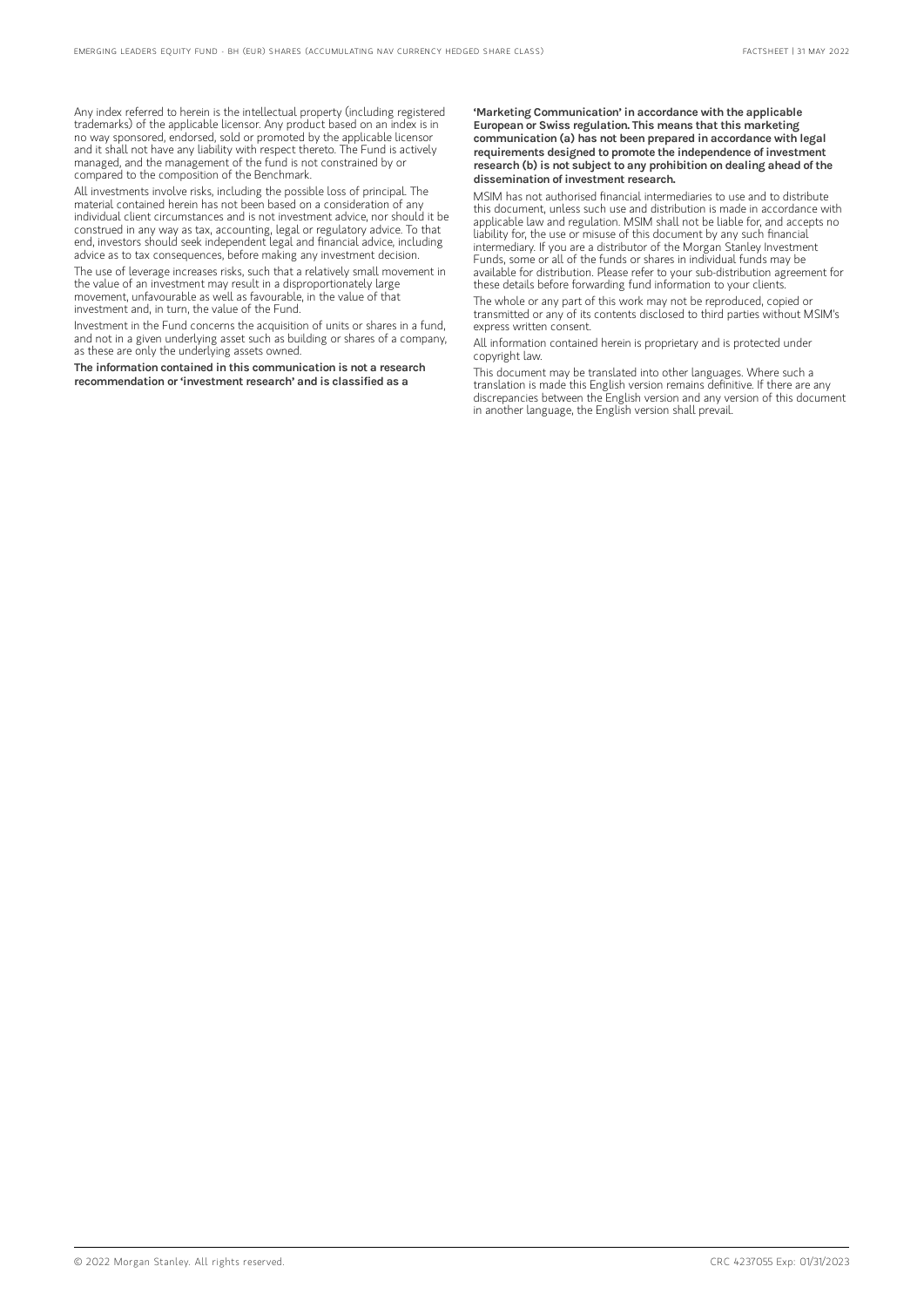Any index referred to herein is the intellectual property (including registered trademarks) of the applicable licensor. Any product based on an index is in no way sponsored, endorsed, sold or promoted by the applicable licensor and it shall not have any liability with respect thereto. The Fund is actively managed, and the management of the fund is not constrained by or compared to the composition of the Benchmark.

All investments involve risks, including the possible loss of principal. The material contained herein has not been based on a consideration of any individual client circumstances and is not investment advice, nor should it be construed in any way as tax, accounting, legal or regulatory advice. To that end, investors should seek independent legal and financial advice, including advice as to tax consequences, before making any investment decision.

The use of leverage increases risks, such that a relatively small movement in the value of an investment may result in a disproportionately large movement, unfavourable as well as favourable, in the value of that investment and, in turn, the value of the Fund.

Investment in the Fund concerns the acquisition of units or shares in a fund, and not in a given underlying asset such as building or shares of a company, as these are only the underlying assets owned.

**The information contained in this communication is not a research recommendation or 'investment research' and is classified as a 'Marketing Communication' in accordance with the applicable European or Swiss regulation. This means that this marketing communication (a) has not been prepared in accordance with legal requirements designed to promote the independence of investment research (b) is not subject to any prohibition on dealing ahead of the dissemination of investment research.**

MSIM has not authorised financial intermediaries to use and to distribute this document, unless such use and distribution is made in accordance with applicable law and regulation. MSIM shall not be liable for, and accepts no liability for, the use or misuse of this document by any such financial intermediary. If you are a distributor of the Morgan Stanley Investment Funds, some or all of the funds or shares in individual funds may be available for distribution. Please refer to your sub-distribution agreement for these details before forwarding fund information to your clients.

The whole or any part of this work may not be reproduced, copied or transmitted or any of its contents disclosed to third parties without MSIM's express written consent.

All information contained herein is proprietary and is protected under copyright law.

This document may be translated into other languages. Where such a translation is made this English version remains definitive. If there are any discrepancies between the English version and any version of this document in another language, the English version shall prevail.

© 2022 Morgan Stanley. All rights reserved.

CRC 4237055 Exp: 01/31/2023